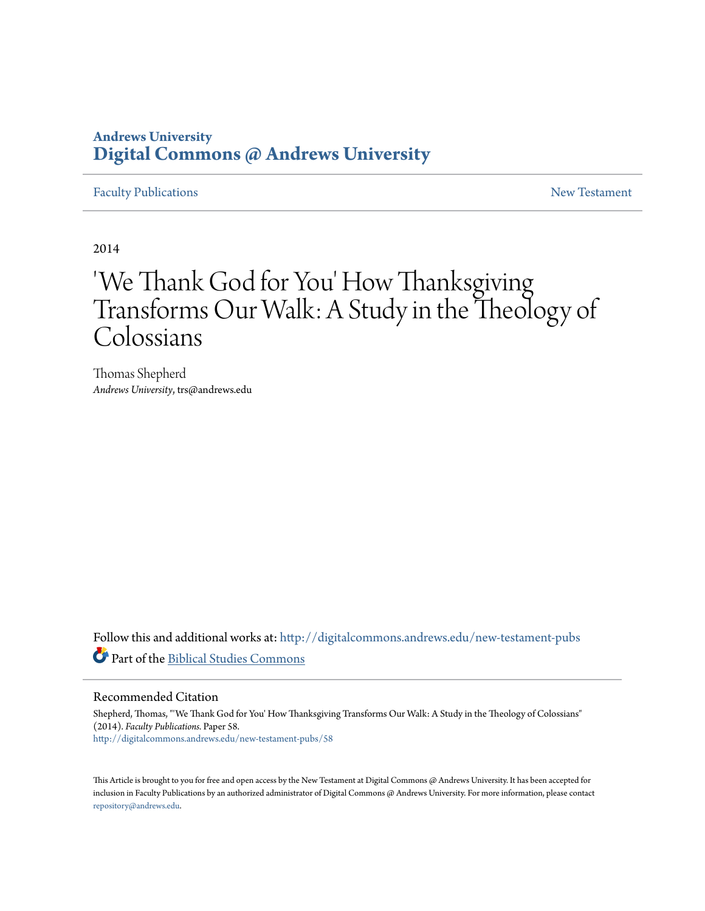**Andrews University**
**Digital Commons @ Andrews University**

Faculty Publications — New Testament

2014

# 'We Thank God for You' How Thanksgiving Transforms Our Walk: A Study in the Theology of Colossians

Thomas Shepherd
*Andrews University*, trs@andrews.edu

Follow this and additional works at: http://digitalcommons.andrews.edu/new-testament-pubs

Part of the Biblical Studies Commons

## Recommended Citation

Shepherd, Thomas, "'We Thank God for You' How Thanksgiving Transforms Our Walk: A Study in the Theology of Colossians" (2014). *Faculty Publications.* Paper 58.
http://digitalcommons.andrews.edu/new-testament-pubs/58

This Article is brought to you for free and open access by the New Testament at Digital Commons @ Andrews University. It has been accepted for inclusion in Faculty Publications by an authorized administrator of Digital Commons @ Andrews University. For more information, please contact repository@andrews.edu.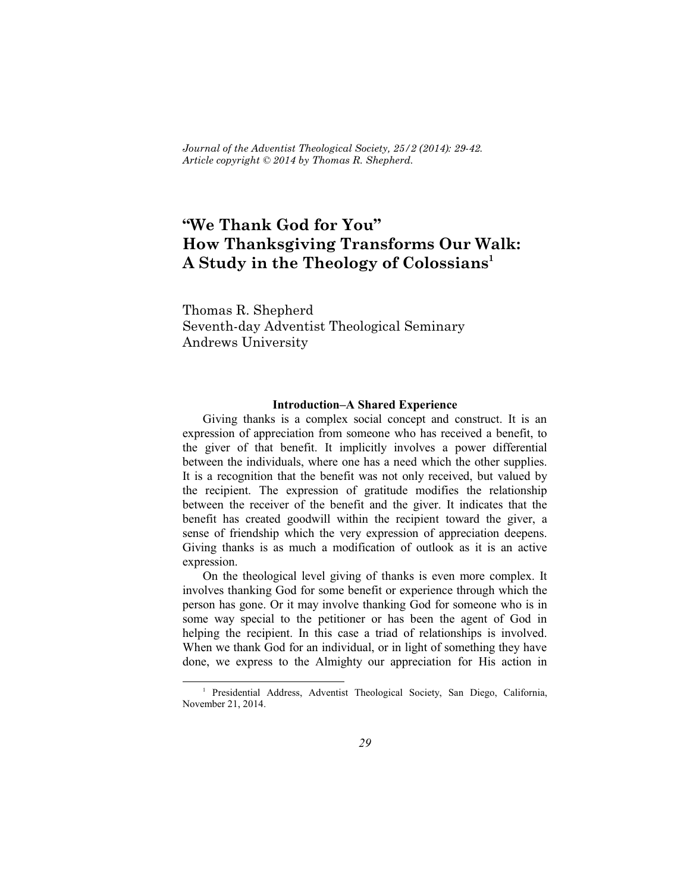# "We Thank God for You" How Thanksgiving Transforms Our Walk: A Study in the Theology of Colossians[1]

Thomas R. Shepherd
Seventh-day Adventist Theological Seminary
Andrews University

### Introduction–A Shared Experience

Giving thanks is a complex social concept and construct. It is an expression of appreciation from someone who has received a benefit, to the giver of that benefit. It implicitly involves a power differential between the individuals, where one has a need which the other supplies. It is a recognition that the benefit was not only received, but valued by the recipient. The expression of gratitude modifies the relationship between the receiver of the benefit and the giver. It indicates that the benefit has created goodwill within the recipient toward the giver, a sense of friendship which the very expression of appreciation deepens. Giving thanks is as much a modification of outlook as it is an active expression.

On the theological level giving of thanks is even more complex. It involves thanking God for some benefit or experience through which the person has gone. Or it may involve thanking God for someone who is in some way special to the petitioner or has been the agent of God in helping the recipient. In this case a triad of relationships is involved. When we thank God for an individual, or in light of something they have done, we express to the Almighty our appreciation for His action in

[1] Presidential Address, Adventist Theological Society, San Diego, California, November 21, 2014.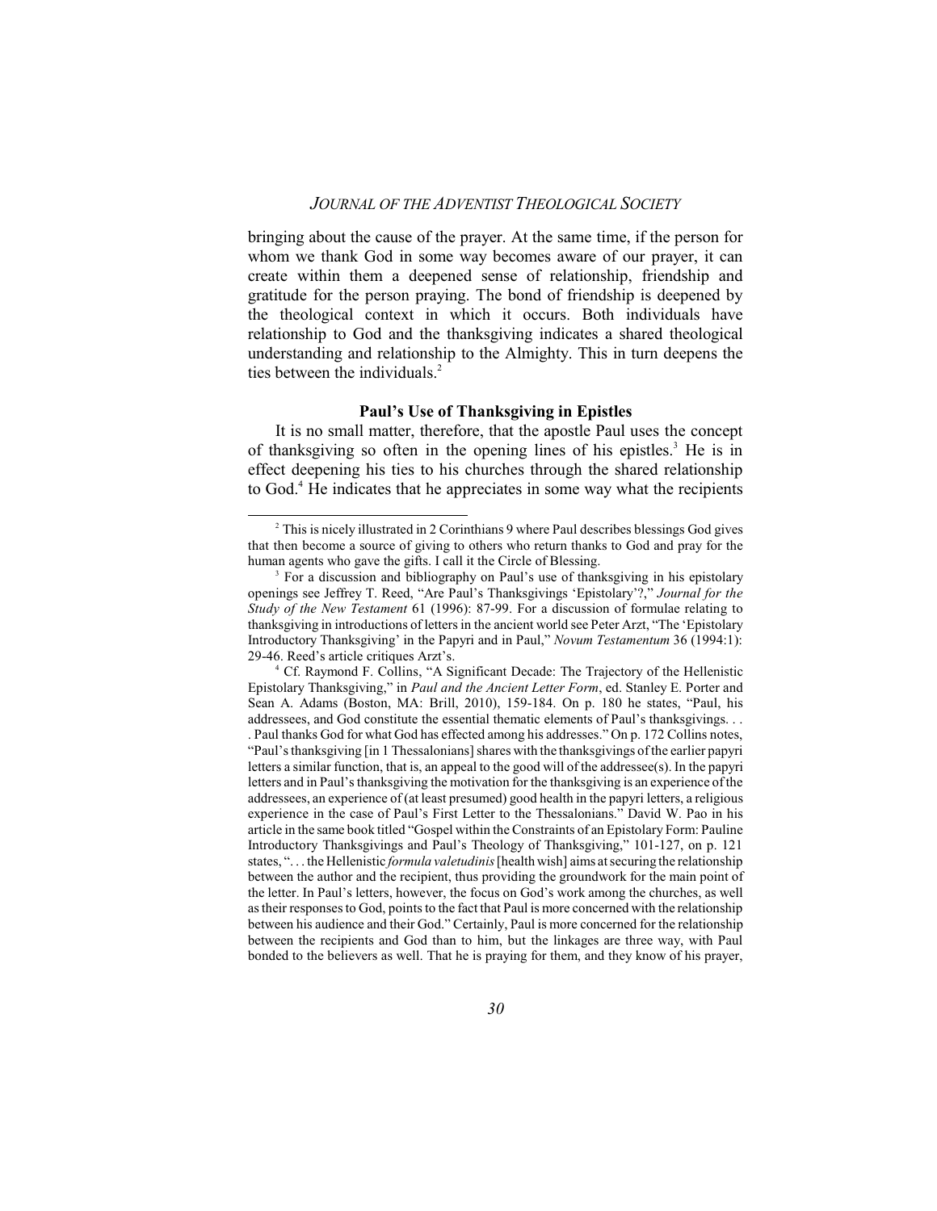bringing about the cause of the prayer. At the same time, if the person for whom we thank God in some way becomes aware of our prayer, it can create within them a deepened sense of relationship, friendship and gratitude for the person praying. The bond of friendship is deepened by the theological context in which it occurs. Both individuals have relationship to God and the thanksgiving indicates a shared theological understanding and relationship to the Almighty. This in turn deepens the ties between the individuals.[2]

### Paul's Use of Thanksgiving in Epistles

It is no small matter, therefore, that the apostle Paul uses the concept of thanksgiving so often in the opening lines of his epistles.[3] He is in effect deepening his ties to his churches through the shared relationship to God.[4] He indicates that he appreciates in some way what the recipients

---

[2] This is nicely illustrated in 2 Corinthians 9 where Paul describes blessings God gives that then become a source of giving to others who return thanks to God and pray for the human agents who gave the gifts. I call it the Circle of Blessing.

[3] For a discussion and bibliography on Paul's use of thanksgiving in his epistolary openings see Jeffrey T. Reed, "Are Paul's Thanksgivings 'Epistolary'?," *Journal for the Study of the New Testament* 61 (1996): 87-99. For a discussion of formulae relating to thanksgiving in introductions of letters in the ancient world see Peter Arzt, "The 'Epistolary Introductory Thanksgiving' in the Papyri and in Paul," *Novum Testamentum* 36 (1994:1): 29-46. Reed's article critiques Arzt's.

[4] Cf. Raymond F. Collins, "A Significant Decade: The Trajectory of the Hellenistic Epistolary Thanksgiving," in *Paul and the Ancient Letter Form*, ed. Stanley E. Porter and Sean A. Adams (Boston, MA: Brill, 2010), 159-184. On p. 180 he states, "Paul, his addressees, and God constitute the essential thematic elements of Paul's thanksgivings. . . . Paul thanks God for what God has effected among his addresses." On p. 172 Collins notes, "Paul's thanksgiving [in 1 Thessalonians] shares with the thanksgivings of the earlier papyri letters a similar function, that is, an appeal to the good will of the addressee(s). In the papyri letters and in Paul's thanksgiving the motivation for the thanksgiving is an experience of the addressees, an experience of (at least presumed) good health in the papyri letters, a religious experience in the case of Paul's First Letter to the Thessalonians." David W. Pao in his article in the same book titled "Gospel within the Constraints of an Epistolary Form: Pauline Introductory Thanksgivings and Paul's Theology of Thanksgiving," 101-127, on p. 121 states, ". . . the Hellenistic *formula valetudinis* [health wish] aims at securing the relationship between the author and the recipient, thus providing the groundwork for the main point of the letter. In Paul's letters, however, the focus on God's work among the churches, as well as their responses to God, points to the fact that Paul is more concerned with the relationship between his audience and their God." Certainly, Paul is more concerned for the relationship between the recipients and God than to him, but the linkages are three way, with Paul bonded to the believers as well. That he is praying for them, and they know of his prayer,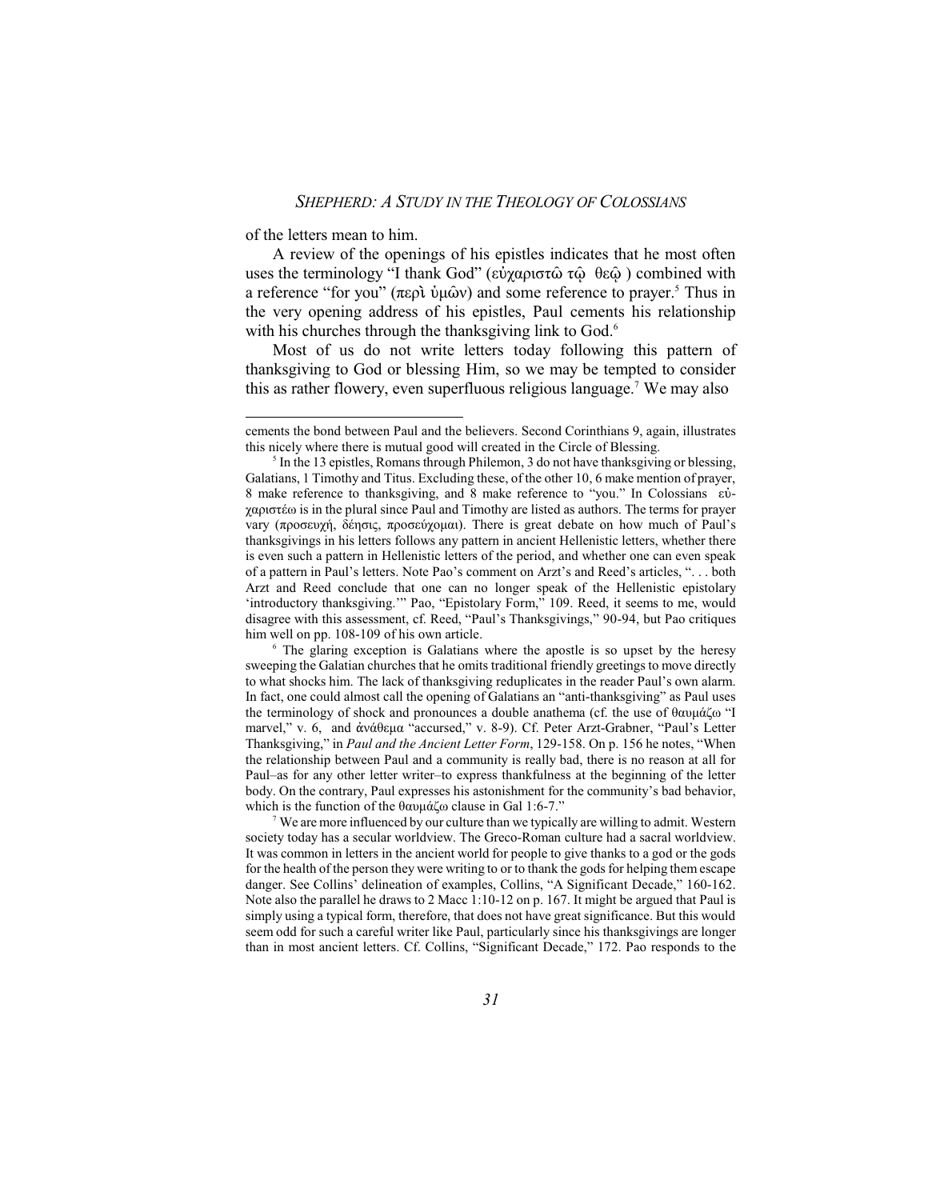of the letters mean to him.

A review of the openings of his epistles indicates that he most often uses the terminology "I thank God" (εὐχαριστῶ τῷ θεῷ) combined with a reference "for you" (περὶ ὑμῶν) and some reference to prayer.[5] Thus in the very opening address of his epistles, Paul cements his relationship with his churches through the thanksgiving link to God.[6]

Most of us do not write letters today following this pattern of thanksgiving to God or blessing Him, so we may be tempted to consider this as rather flowery, even superfluous religious language.[7] We may also

---

cements the bond between Paul and the believers. Second Corinthians 9, again, illustrates this nicely where there is mutual good will created in the Circle of Blessing.

[5] In the 13 epistles, Romans through Philemon, 3 do not have thanksgiving or blessing, Galatians, 1 Timothy and Titus. Excluding these, of the other 10, 6 make mention of prayer, 8 make reference to thanksgiving, and 8 make reference to "you." In Colossians εὐχαριστέω is in the plural since Paul and Timothy are listed as authors. The terms for prayer vary (προσευχή, δέησις, προσεύχομαι). There is great debate on how much of Paul's thanksgivings in his letters follows any pattern in ancient Hellenistic letters, whether there is even such a pattern in Hellenistic letters of the period, and whether one can even speak of a pattern in Paul's letters. Note Pao's comment on Arzt's and Reed's articles, ". . . both Arzt and Reed conclude that one can no longer speak of the Hellenistic epistolary 'introductory thanksgiving.'" Pao, "Epistolary Form," 109. Reed, it seems to me, would disagree with this assessment, cf. Reed, "Paul's Thanksgivings," 90-94, but Pao critiques him well on pp. 108-109 of his own article.

[6] The glaring exception is Galatians where the apostle is so upset by the heresy sweeping the Galatian churches that he omits traditional friendly greetings to move directly to what shocks him. The lack of thanksgiving reduplicates in the reader Paul's own alarm. In fact, one could almost call the opening of Galatians an "anti-thanksgiving" as Paul uses the terminology of shock and pronounces a double anathema (cf. the use of θαυμάζω "I marvel," v. 6, and ἀνάθεμα "accursed," v. 8-9). Cf. Peter Arzt-Grabner, "Paul's Letter Thanksgiving," in *Paul and the Ancient Letter Form*, 129-158. On p. 156 he notes, "When the relationship between Paul and a community is really bad, there is no reason at all for Paul–as for any other letter writer–to express thankfulness at the beginning of the letter body. On the contrary, Paul expresses his astonishment for the community's bad behavior, which is the function of the θαυμάζω clause in Gal 1:6-7."

[7] We are more influenced by our culture than we typically are willing to admit. Western society today has a secular worldview. The Greco-Roman culture had a sacral worldview. It was common in letters in the ancient world for people to give thanks to a god or the gods for the health of the person they were writing to or to thank the gods for helping them escape danger. See Collins' delineation of examples, Collins, "A Significant Decade," 160-162. Note also the parallel he draws to 2 Macc 1:10-12 on p. 167. It might be argued that Paul is simply using a typical form, therefore, that does not have great significance. But this would seem odd for such a careful writer like Paul, particularly since his thanksgivings are longer than in most ancient letters. Cf. Collins, "Significant Decade," 172. Pao responds to the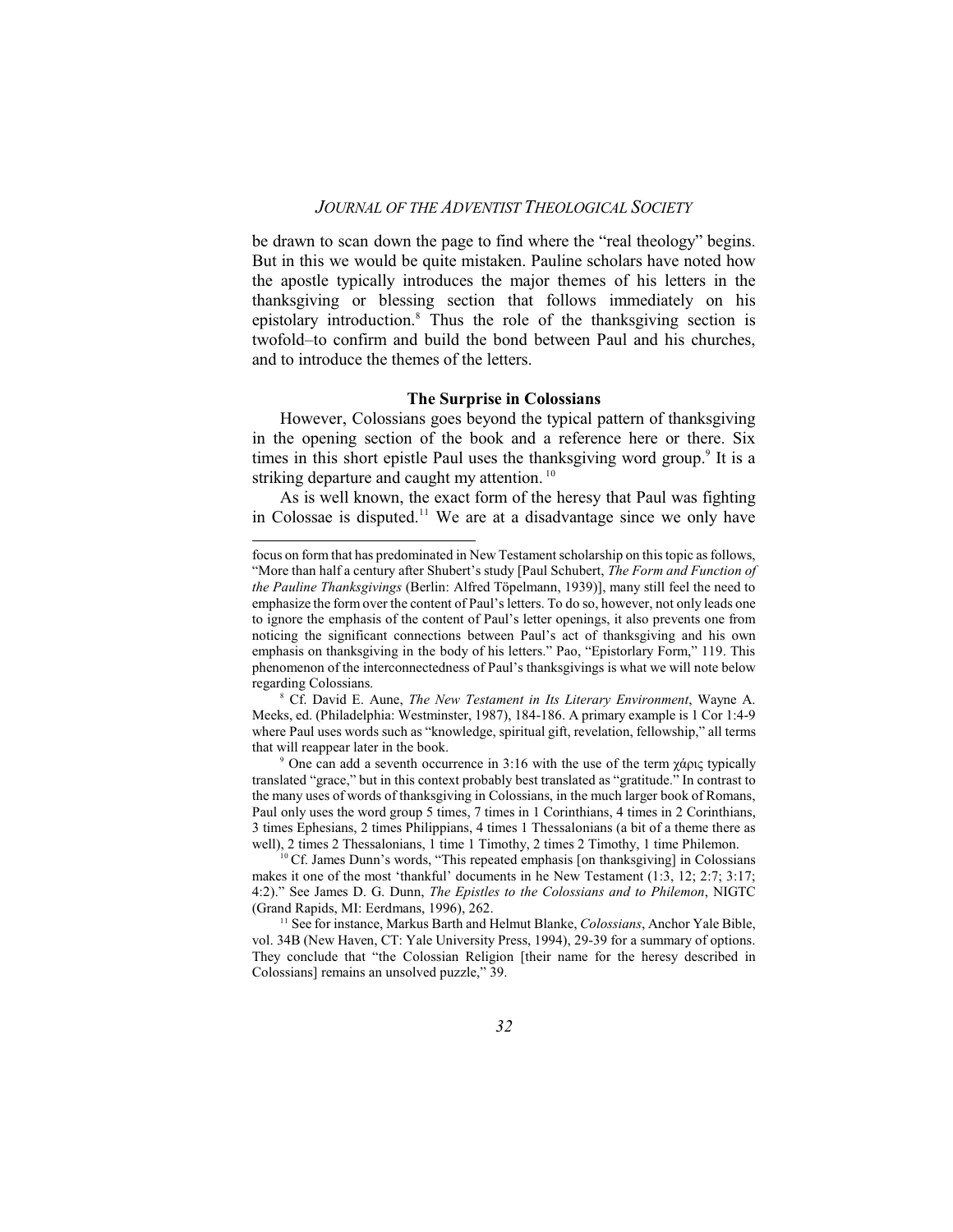be drawn to scan down the page to find where the "real theology" begins. But in this we would be quite mistaken. Pauline scholars have noted how the apostle typically introduces the major themes of his letters in the thanksgiving or blessing section that follows immediately on his epistolary introduction.[8] Thus the role of the thanksgiving section is twofold–to confirm and build the bond between Paul and his churches, and to introduce the themes of the letters.

### The Surprise in Colossians

However, Colossians goes beyond the typical pattern of thanksgiving in the opening section of the book and a reference here or there. Six times in this short epistle Paul uses the thanksgiving word group.[9] It is a striking departure and caught my attention.[10]

As is well known, the exact form of the heresy that Paul was fighting in Colossae is disputed.[11] We are at a disadvantage since we only have

---

focus on form that has predominated in New Testament scholarship on this topic as follows, "More than half a century after Shubert's study [Paul Schubert, *The Form and Function of the Pauline Thanksgivings* (Berlin: Alfred Töpelmann, 1939)], many still feel the need to emphasize the form over the content of Paul's letters. To do so, however, not only leads one to ignore the emphasis of the content of Paul's letter openings, it also prevents one from noticing the significant connections between Paul's act of thanksgiving and his own emphasis on thanksgiving in the body of his letters." Pao, "Epistorlary Form," 119. This phenomenon of the interconnectedness of Paul's thanksgivings is what we will note below regarding Colossians.

[8] Cf. David E. Aune, *The New Testament in Its Literary Environment*, Wayne A. Meeks, ed. (Philadelphia: Westminster, 1987), 184-186. A primary example is 1 Cor 1:4-9 where Paul uses words such as "knowledge, spiritual gift, revelation, fellowship," all terms that will reappear later in the book.

[9] One can add a seventh occurrence in 3:16 with the use of the term χάρις typically translated "grace," but in this context probably best translated as "gratitude." In contrast to the many uses of words of thanksgiving in Colossians, in the much larger book of Romans, Paul only uses the word group 5 times, 7 times in 1 Corinthians, 4 times in 2 Corinthians, 3 times Ephesians, 2 times Philippians, 4 times 1 Thessalonians (a bit of a theme there as well), 2 times 2 Thessalonians, 1 time 1 Timothy, 2 times 2 Timothy, 1 time Philemon.

[10] Cf. James Dunn's words, "This repeated emphasis [on thanksgiving] in Colossians makes it one of the most 'thankful' documents in he New Testament (1:3, 12; 2:7; 3:17; 4:2)." See James D. G. Dunn, *The Epistles to the Colossians and to Philemon*, NIGTC (Grand Rapids, MI: Eerdmans, 1996), 262.

[11] See for instance, Markus Barth and Helmut Blanke, *Colossians*, Anchor Yale Bible, vol. 34B (New Haven, CT: Yale University Press, 1994), 29-39 for a summary of options. They conclude that "the Colossian Religion [their name for the heresy described in Colossians] remains an unsolved puzzle," 39.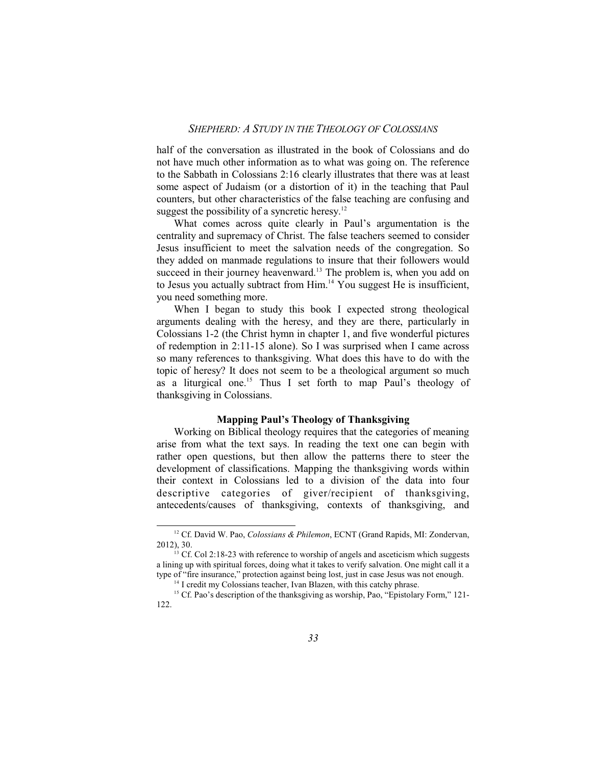half of the conversation as illustrated in the book of Colossians and do not have much other information as to what was going on. The reference to the Sabbath in Colossians 2:16 clearly illustrates that there was at least some aspect of Judaism (or a distortion of it) in the teaching that Paul counters, but other characteristics of the false teaching are confusing and suggest the possibility of a syncretic heresy.[12]

What comes across quite clearly in Paul's argumentation is the centrality and supremacy of Christ. The false teachers seemed to consider Jesus insufficient to meet the salvation needs of the congregation. So they added on manmade regulations to insure that their followers would succeed in their journey heavenward.[13] The problem is, when you add on to Jesus you actually subtract from Him.[14] You suggest He is insufficient, you need something more.

When I began to study this book I expected strong theological arguments dealing with the heresy, and they are there, particularly in Colossians 1-2 (the Christ hymn in chapter 1, and five wonderful pictures of redemption in 2:11-15 alone). So I was surprised when I came across so many references to thanksgiving. What does this have to do with the topic of heresy? It does not seem to be a theological argument so much as a liturgical one.[15] Thus I set forth to map Paul's theology of thanksgiving in Colossians.

## Mapping Paul's Theology of Thanksgiving

Working on Biblical theology requires that the categories of meaning arise from what the text says. In reading the text one can begin with rather open questions, but then allow the patterns there to steer the development of classifications. Mapping the thanksgiving words within their context in Colossians led to a division of the data into four descriptive categories of giver/recipient of thanksgiving, antecedents/causes of thanksgiving, contexts of thanksgiving, and

---

[12] Cf. David W. Pao, *Colossians & Philemon*, ECNT (Grand Rapids, MI: Zondervan, 2012), 30.

[13] Cf. Col 2:18-23 with reference to worship of angels and asceticism which suggests a lining up with spiritual forces, doing what it takes to verify salvation. One might call it a type of "fire insurance," protection against being lost, just in case Jesus was not enough.

[14] I credit my Colossians teacher, Ivan Blazen, with this catchy phrase.

[15] Cf. Pao's description of the thanksgiving as worship, Pao, "Epistolary Form," 121-122.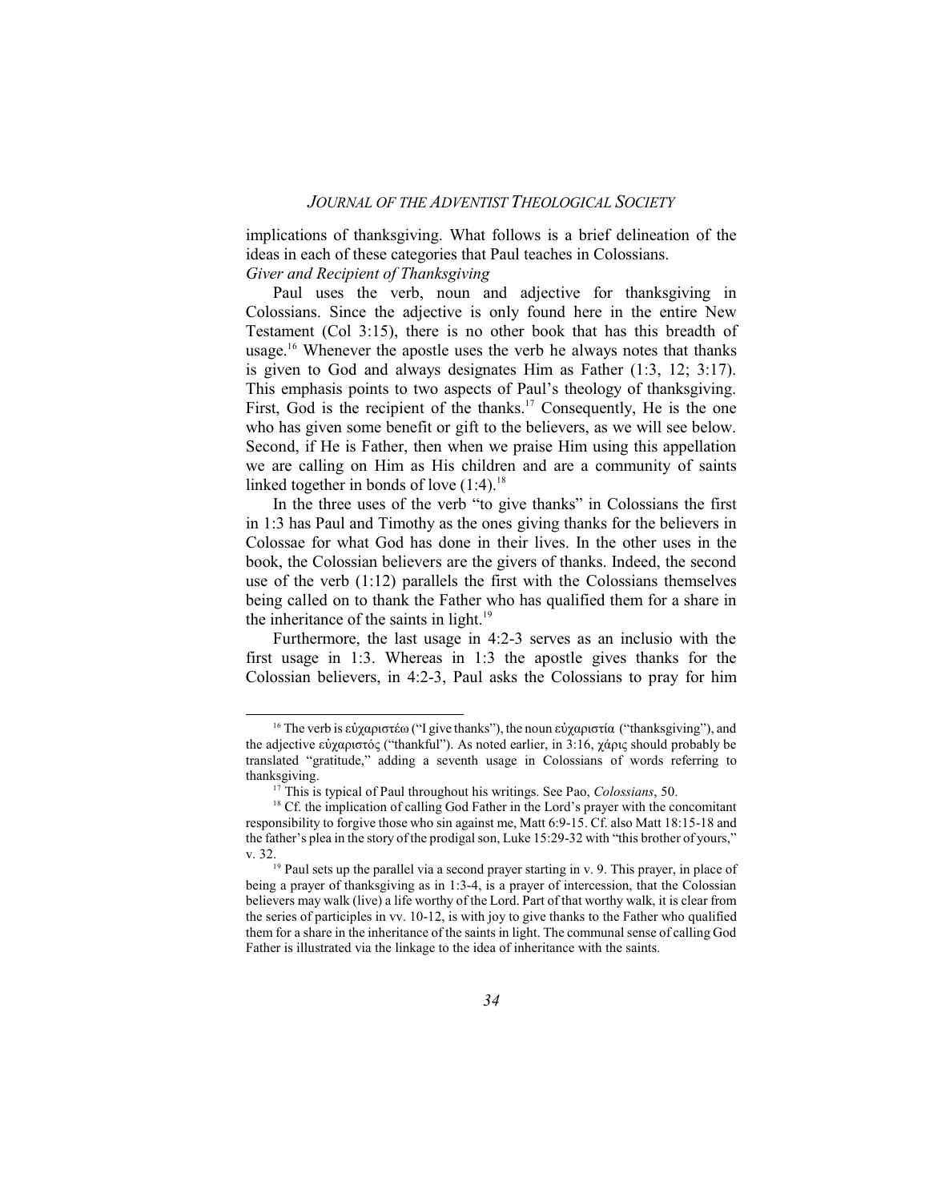implications of thanksgiving. What follows is a brief delineation of the ideas in each of these categories that Paul teaches in Colossians.

*Giver and Recipient of Thanksgiving*

Paul uses the verb, noun and adjective for thanksgiving in Colossians. Since the adjective is only found here in the entire New Testament (Col 3:15), there is no other book that has this breadth of usage.[16] Whenever the apostle uses the verb he always notes that thanks is given to God and always designates Him as Father (1:3, 12; 3:17). This emphasis points to two aspects of Paul's theology of thanksgiving. First, God is the recipient of the thanks.[17] Consequently, He is the one who has given some benefit or gift to the believers, as we will see below. Second, if He is Father, then when we praise Him using this appellation we are calling on Him as His children and are a community of saints linked together in bonds of love (1:4).[18]

In the three uses of the verb "to give thanks" in Colossians the first in 1:3 has Paul and Timothy as the ones giving thanks for the believers in Colossae for what God has done in their lives. In the other uses in the book, the Colossian believers are the givers of thanks. Indeed, the second use of the verb (1:12) parallels the first with the Colossians themselves being called on to thank the Father who has qualified them for a share in the inheritance of the saints in light.[19]

Furthermore, the last usage in 4:2-3 serves as an inclusio with the first usage in 1:3. Whereas in 1:3 the apostle gives thanks for the Colossian believers, in 4:2-3, Paul asks the Colossians to pray for him

---

[16] The verb is εὐχαριστέω ("I give thanks"), the noun εὐχαριστία ("thanksgiving"), and the adjective εὐχαριστός ("thankful"). As noted earlier, in 3:16, χάρις should probably be translated "gratitude," adding a seventh usage in Colossians of words referring to thanksgiving.

[17] This is typical of Paul throughout his writings. See Pao, *Colossians*, 50.

[18] Cf. the implication of calling God Father in the Lord's prayer with the concomitant responsibility to forgive those who sin against me, Matt 6:9-15. Cf. also Matt 18:15-18 and the father's plea in the story of the prodigal son, Luke 15:29-32 with "this brother of yours," v. 32.

[19] Paul sets up the parallel via a second prayer starting in v. 9. This prayer, in place of being a prayer of thanksgiving as in 1:3-4, is a prayer of intercession, that the Colossian believers may walk (live) a life worthy of the Lord. Part of that worthy walk, it is clear from the series of participles in vv. 10-12, is with joy to give thanks to the Father who qualified them for a share in the inheritance of the saints in light. The communal sense of calling God Father is illustrated via the linkage to the idea of inheritance with the saints.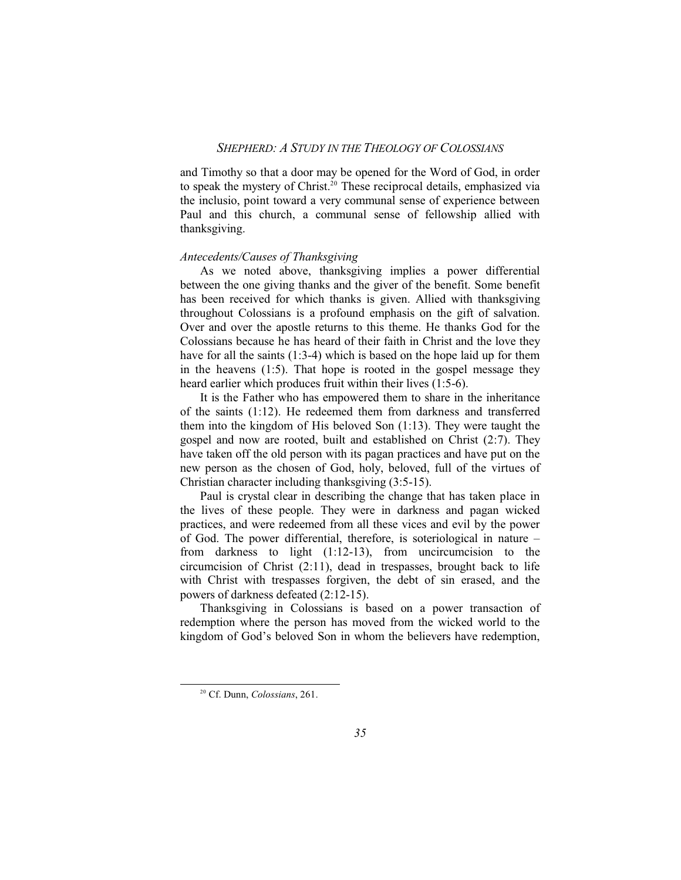and Timothy so that a door may be opened for the Word of God, in order to speak the mystery of Christ.[20] These reciprocal details, emphasized via the inclusio, point toward a very communal sense of experience between Paul and this church, a communal sense of fellowship allied with thanksgiving.

*Antecedents/Causes of Thanksgiving*

As we noted above, thanksgiving implies a power differential between the one giving thanks and the giver of the benefit. Some benefit has been received for which thanks is given. Allied with thanksgiving throughout Colossians is a profound emphasis on the gift of salvation. Over and over the apostle returns to this theme. He thanks God for the Colossians because he has heard of their faith in Christ and the love they have for all the saints (1:3-4) which is based on the hope laid up for them in the heavens (1:5). That hope is rooted in the gospel message they heard earlier which produces fruit within their lives (1:5-6).

It is the Father who has empowered them to share in the inheritance of the saints (1:12). He redeemed them from darkness and transferred them into the kingdom of His beloved Son (1:13). They were taught the gospel and now are rooted, built and established on Christ (2:7). They have taken off the old person with its pagan practices and have put on the new person as the chosen of God, holy, beloved, full of the virtues of Christian character including thanksgiving (3:5-15).

Paul is crystal clear in describing the change that has taken place in the lives of these people. They were in darkness and pagan wicked practices, and were redeemed from all these vices and evil by the power of God. The power differential, therefore, is soteriological in nature – from darkness to light (1:12-13), from uncircumcision to the circumcision of Christ (2:11), dead in trespasses, brought back to life with Christ with trespasses forgiven, the debt of sin erased, and the powers of darkness defeated (2:12-15).

Thanksgiving in Colossians is based on a power transaction of redemption where the person has moved from the wicked world to the kingdom of God's beloved Son in whom the believers have redemption,

[20] Cf. Dunn, *Colossians*, 261.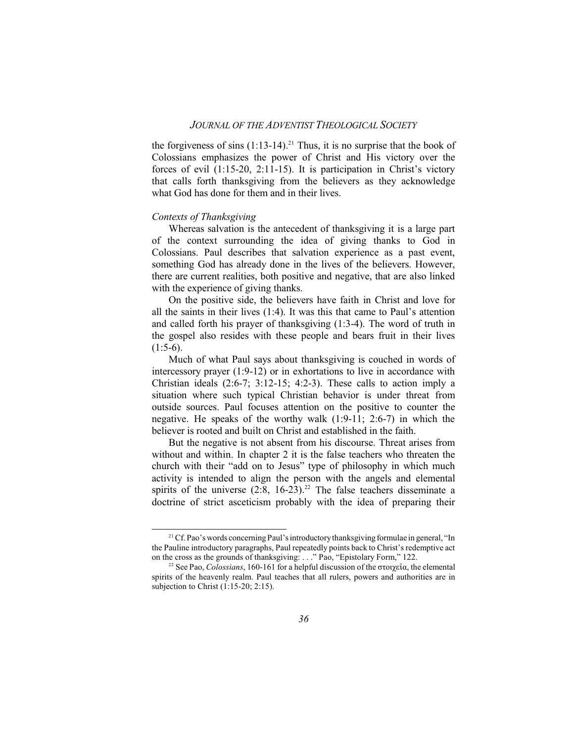the forgiveness of sins (1:13-14).[21] Thus, it is no surprise that the book of Colossians emphasizes the power of Christ and His victory over the forces of evil (1:15-20, 2:11-15). It is participation in Christ's victory that calls forth thanksgiving from the believers as they acknowledge what God has done for them and in their lives.

*Contexts of Thanksgiving*

Whereas salvation is the antecedent of thanksgiving it is a large part of the context surrounding the idea of giving thanks to God in Colossians. Paul describes that salvation experience as a past event, something God has already done in the lives of the believers. However, there are current realities, both positive and negative, that are also linked with the experience of giving thanks.

On the positive side, the believers have faith in Christ and love for all the saints in their lives (1:4). It was this that came to Paul's attention and called forth his prayer of thanksgiving (1:3-4). The word of truth in the gospel also resides with these people and bears fruit in their lives (1:5-6).

Much of what Paul says about thanksgiving is couched in words of intercessory prayer (1:9-12) or in exhortations to live in accordance with Christian ideals (2:6-7; 3:12-15; 4:2-3). These calls to action imply a situation where such typical Christian behavior is under threat from outside sources. Paul focuses attention on the positive to counter the negative. He speaks of the worthy walk (1:9-11; 2:6-7) in which the believer is rooted and built on Christ and established in the faith.

But the negative is not absent from his discourse. Threat arises from without and within. In chapter 2 it is the false teachers who threaten the church with their "add on to Jesus" type of philosophy in which much activity is intended to align the person with the angels and elemental spirits of the universe (2:8, 16-23).[22] The false teachers disseminate a doctrine of strict asceticism probably with the idea of preparing their

---

[21] Cf. Pao's words concerning Paul's introductory thanksgiving formulae in general, "In the Pauline introductory paragraphs, Paul repeatedly points back to Christ's redemptive act on the cross as the grounds of thanksgiving: . . ." Pao, "Epistolary Form," 122.

[22] See Pao, *Colossians*, 160-161 for a helpful discussion of the στοιχεῖα, the elemental spirits of the heavenly realm. Paul teaches that all rulers, powers and authorities are in subjection to Christ (1:15-20; 2:15).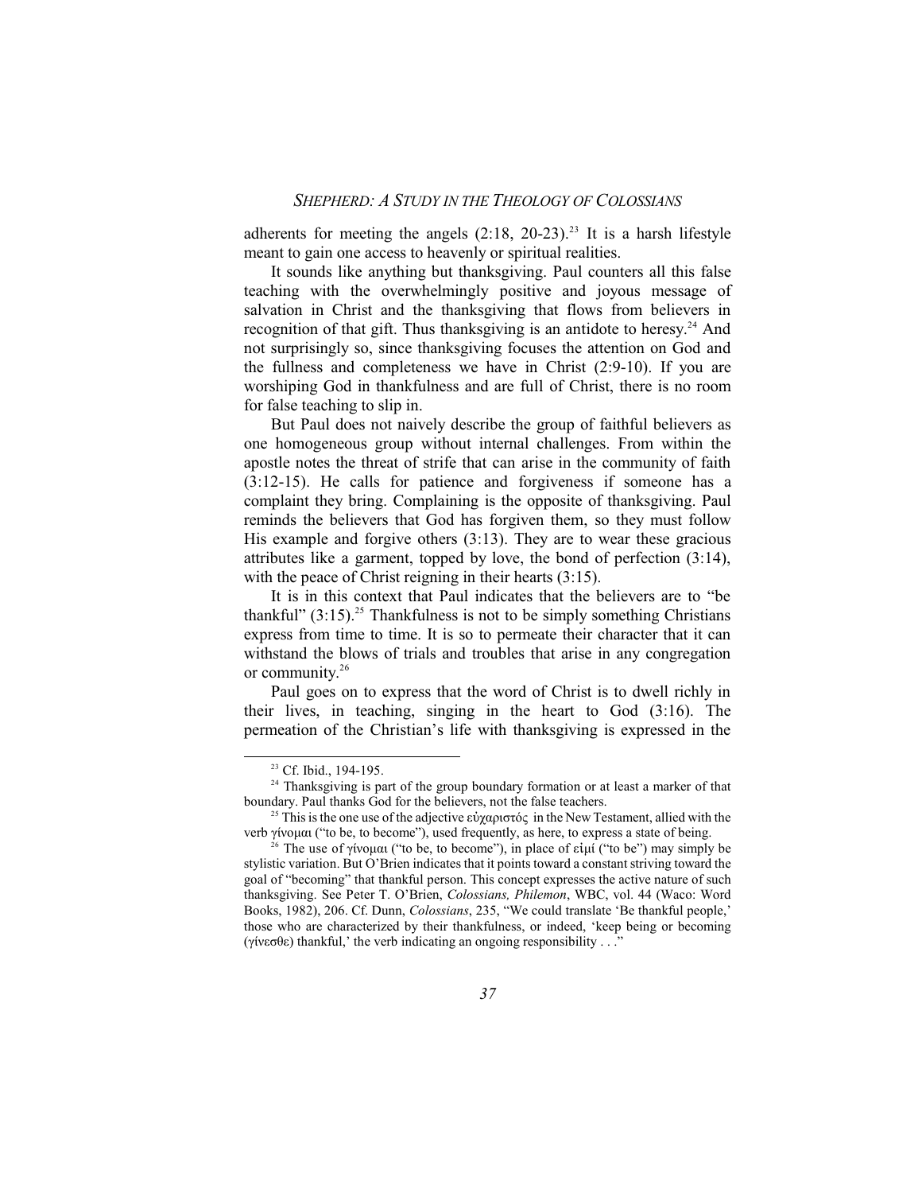adherents for meeting the angels (2:18, 20-23).[23] It is a harsh lifestyle meant to gain one access to heavenly or spiritual realities.

It sounds like anything but thanksgiving. Paul counters all this false teaching with the overwhelmingly positive and joyous message of salvation in Christ and the thanksgiving that flows from believers in recognition of that gift. Thus thanksgiving is an antidote to heresy.[24] And not surprisingly so, since thanksgiving focuses the attention on God and the fullness and completeness we have in Christ (2:9-10). If you are worshiping God in thankfulness and are full of Christ, there is no room for false teaching to slip in.

But Paul does not naively describe the group of faithful believers as one homogeneous group without internal challenges. From within the apostle notes the threat of strife that can arise in the community of faith (3:12-15). He calls for patience and forgiveness if someone has a complaint they bring. Complaining is the opposite of thanksgiving. Paul reminds the believers that God has forgiven them, so they must follow His example and forgive others (3:13). They are to wear these gracious attributes like a garment, topped by love, the bond of perfection (3:14), with the peace of Christ reigning in their hearts (3:15).

It is in this context that Paul indicates that the believers are to "be thankful" (3:15).[25] Thankfulness is not to be simply something Christians express from time to time. It is so to permeate their character that it can withstand the blows of trials and troubles that arise in any congregation or community.[26]

Paul goes on to express that the word of Christ is to dwell richly in their lives, in teaching, singing in the heart to God (3:16). The permeation of the Christian's life with thanksgiving is expressed in the

---

[23] Cf. Ibid., 194-195.

[24] Thanksgiving is part of the group boundary formation or at least a marker of that boundary. Paul thanks God for the believers, not the false teachers.

[25] This is the one use of the adjective εὐχαριστός in the New Testament, allied with the verb γίνομαι ("to be, to become"), used frequently, as here, to express a state of being.

[26] The use of γίνομαι ("to be, to become"), in place of εἰμί ("to be") may simply be stylistic variation. But O'Brien indicates that it points toward a constant striving toward the goal of "becoming" that thankful person. This concept expresses the active nature of such thanksgiving. See Peter T. O'Brien, *Colossians, Philemon*, WBC, vol. 44 (Waco: Word Books, 1982), 206. Cf. Dunn, *Colossians*, 235, "We could translate 'Be thankful people,' those who are characterized by their thankfulness, or indeed, 'keep being or becoming (γίνεσθε) thankful,' the verb indicating an ongoing responsibility . . ."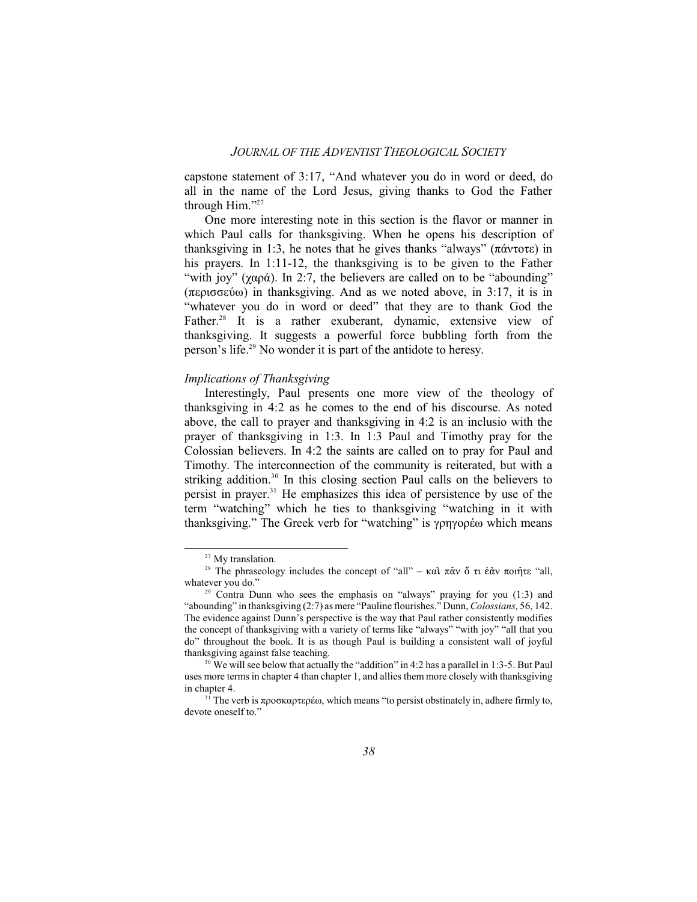capstone statement of 3:17, "And whatever you do in word or deed, do all in the name of the Lord Jesus, giving thanks to God the Father through Him."[27]

One more interesting note in this section is the flavor or manner in which Paul calls for thanksgiving. When he opens his description of thanksgiving in 1:3, he notes that he gives thanks "always" (πάντοτε) in his prayers. In 1:11-12, the thanksgiving is to be given to the Father "with joy" (χαρά). In 2:7, the believers are called on to be "abounding" (περισσεύω) in thanksgiving. And as we noted above, in 3:17, it is in "whatever you do in word or deed" that they are to thank God the Father.[28] It is a rather exuberant, dynamic, extensive view of thanksgiving. It suggests a powerful force bubbling forth from the person's life.[29] No wonder it is part of the antidote to heresy.

*Implications of Thanksgiving*

Interestingly, Paul presents one more view of the theology of thanksgiving in 4:2 as he comes to the end of his discourse. As noted above, the call to prayer and thanksgiving in 4:2 is an inclusio with the prayer of thanksgiving in 1:3. In 1:3 Paul and Timothy pray for the Colossian believers. In 4:2 the saints are called on to pray for Paul and Timothy. The interconnection of the community is reiterated, but with a striking addition.[30] In this closing section Paul calls on the believers to persist in prayer.[31] He emphasizes this idea of persistence by use of the term "watching" which he ties to thanksgiving "watching in it with thanksgiving." The Greek verb for "watching" is γρηγορέω which means

---

[27] My translation.

[28] The phraseology includes the concept of "all" – καὶ πᾶν ὅ τι ἐὰν ποιῆτε "all, whatever you do."

[29] Contra Dunn who sees the emphasis on "always" praying for you (1:3) and "abounding" in thanksgiving (2:7) as mere "Pauline flourishes." Dunn, *Colossians*, 56, 142. The evidence against Dunn's perspective is the way that Paul rather consistently modifies the concept of thanksgiving with a variety of terms like "always" "with joy" "all that you do" throughout the book. It is as though Paul is building a consistent wall of joyful thanksgiving against false teaching.

[30] We will see below that actually the "addition" in 4:2 has a parallel in 1:3-5. But Paul uses more terms in chapter 4 than chapter 1, and allies them more closely with thanksgiving in chapter 4.

[31] The verb is προσκαρτερέω, which means "to persist obstinately in, adhere firmly to, devote oneself to."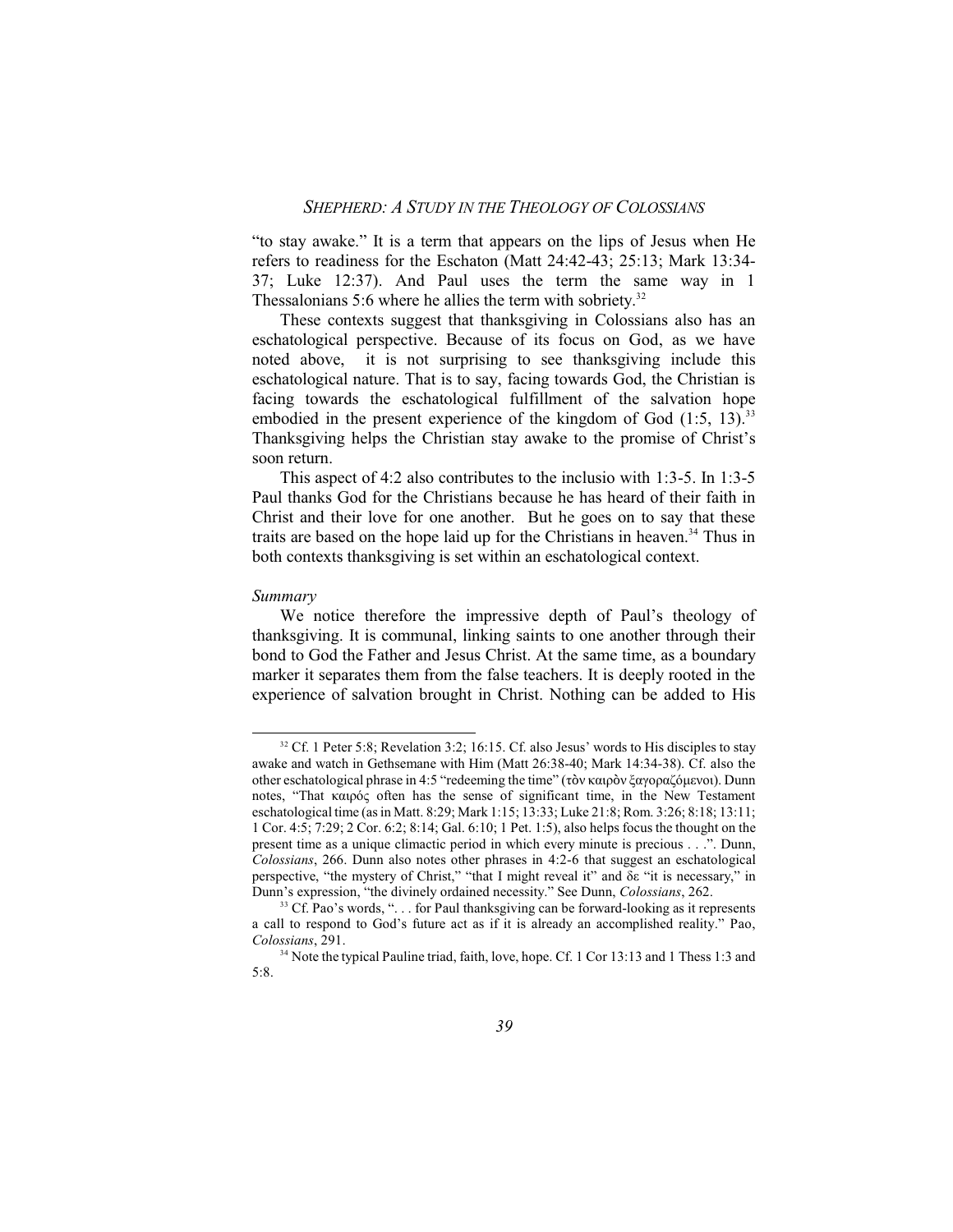"to stay awake." It is a term that appears on the lips of Jesus when He refers to readiness for the Eschaton (Matt 24:42-43; 25:13; Mark 13:34-37; Luke 12:37). And Paul uses the term the same way in 1 Thessalonians 5:6 where he allies the term with sobriety.[32]

These contexts suggest that thanksgiving in Colossians also has an eschatological perspective. Because of its focus on God, as we have noted above, it is not surprising to see thanksgiving include this eschatological nature. That is to say, facing towards God, the Christian is facing towards the eschatological fulfillment of the salvation hope embodied in the present experience of the kingdom of God (1:5, 13).[33] Thanksgiving helps the Christian stay awake to the promise of Christ's soon return.

This aspect of 4:2 also contributes to the inclusio with 1:3-5. In 1:3-5 Paul thanks God for the Christians because he has heard of their faith in Christ and their love for one another. But he goes on to say that these traits are based on the hope laid up for the Christians in heaven.[34] Thus in both contexts thanksgiving is set within an eschatological context.

*Summary*

We notice therefore the impressive depth of Paul's theology of thanksgiving. It is communal, linking saints to one another through their bond to God the Father and Jesus Christ. At the same time, as a boundary marker it separates them from the false teachers. It is deeply rooted in the experience of salvation brought in Christ. Nothing can be added to His

---

[32] Cf. 1 Peter 5:8; Revelation 3:2; 16:15. Cf. also Jesus' words to His disciples to stay awake and watch in Gethsemane with Him (Matt 26:38-40; Mark 14:34-38). Cf. also the other eschatological phrase in 4:5 "redeeming the time" (τὸν καιρὸν ξαγοραζόμενοι). Dunn notes, "That καιρός often has the sense of significant time, in the New Testament eschatological time (as in Matt. 8:29; Mark 1:15; 13:33; Luke 21:8; Rom. 3:26; 8:18; 13:11; 1 Cor. 4:5; 7:29; 2 Cor. 6:2; 8:14; Gal. 6:10; 1 Pet. 1:5), also helps focus the thought on the present time as a unique climactic period in which every minute is precious . . .". Dunn, *Colossians*, 266. Dunn also notes other phrases in 4:2-6 that suggest an eschatological perspective, "the mystery of Christ," "that I might reveal it" and δε "it is necessary," in Dunn's expression, "the divinely ordained necessity." See Dunn, *Colossians*, 262.

[33] Cf. Pao's words, ". . . for Paul thanksgiving can be forward-looking as it represents a call to respond to God's future act as if it is already an accomplished reality." Pao, *Colossians*, 291.

[34] Note the typical Pauline triad, faith, love, hope. Cf. 1 Cor 13:13 and 1 Thess 1:3 and 5:8.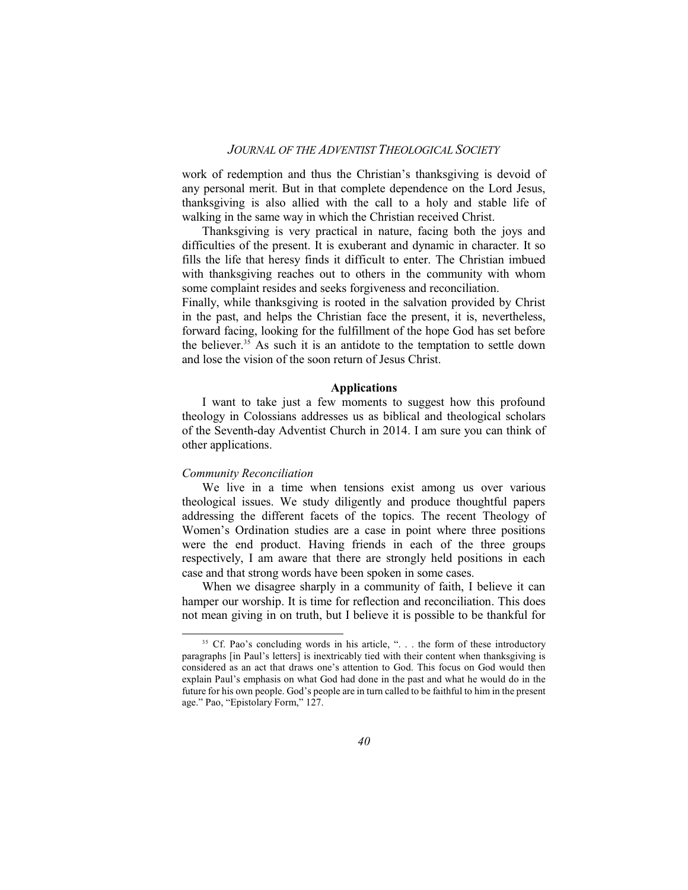work of redemption and thus the Christian's thanksgiving is devoid of any personal merit. But in that complete dependence on the Lord Jesus, thanksgiving is also allied with the call to a holy and stable life of walking in the same way in which the Christian received Christ.

Thanksgiving is very practical in nature, facing both the joys and difficulties of the present. It is exuberant and dynamic in character. It so fills the life that heresy finds it difficult to enter. The Christian imbued with thanksgiving reaches out to others in the community with whom some complaint resides and seeks forgiveness and reconciliation.

Finally, while thanksgiving is rooted in the salvation provided by Christ in the past, and helps the Christian face the present, it is, nevertheless, forward facing, looking for the fulfillment of the hope God has set before the believer.[35] As such it is an antidote to the temptation to settle down and lose the vision of the soon return of Jesus Christ.

## Applications

I want to take just a few moments to suggest how this profound theology in Colossians addresses us as biblical and theological scholars of the Seventh-day Adventist Church in 2014. I am sure you can think of other applications.

### *Community Reconciliation*

We live in a time when tensions exist among us over various theological issues. We study diligently and produce thoughtful papers addressing the different facets of the topics. The recent Theology of Women's Ordination studies are a case in point where three positions were the end product. Having friends in each of the three groups respectively, I am aware that there are strongly held positions in each case and that strong words have been spoken in some cases.

When we disagree sharply in a community of faith, I believe it can hamper our worship. It is time for reflection and reconciliation. This does not mean giving in on truth, but I believe it is possible to be thankful for

---

[35] Cf. Pao's concluding words in his article, ". . . the form of these introductory paragraphs [in Paul's letters] is inextricably tied with their content when thanksgiving is considered as an act that draws one's attention to God. This focus on God would then explain Paul's emphasis on what God had done in the past and what he would do in the future for his own people. God's people are in turn called to be faithful to him in the present age." Pao, "Epistolary Form," 127.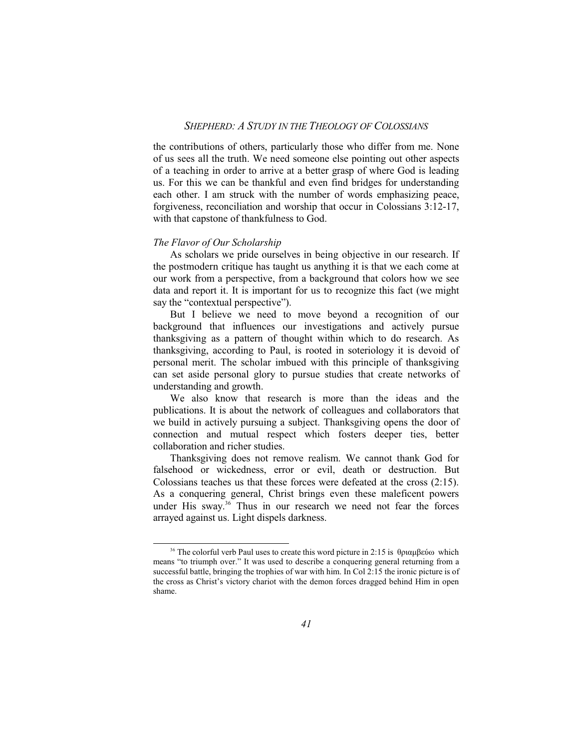the contributions of others, particularly those who differ from me. None of us sees all the truth. We need someone else pointing out other aspects of a teaching in order to arrive at a better grasp of where God is leading us. For this we can be thankful and even find bridges for understanding each other. I am struck with the number of words emphasizing peace, forgiveness, reconciliation and worship that occur in Colossians 3:12-17, with that capstone of thankfulness to God.

### *The Flavor of Our Scholarship*

As scholars we pride ourselves in being objective in our research. If the postmodern critique has taught us anything it is that we each come at our work from a perspective, from a background that colors how we see data and report it. It is important for us to recognize this fact (we might say the "contextual perspective").

But I believe we need to move beyond a recognition of our background that influences our investigations and actively pursue thanksgiving as a pattern of thought within which to do research. As thanksgiving, according to Paul, is rooted in soteriology it is devoid of personal merit. The scholar imbued with this principle of thanksgiving can set aside personal glory to pursue studies that create networks of understanding and growth.

We also know that research is more than the ideas and the publications. It is about the network of colleagues and collaborators that we build in actively pursuing a subject. Thanksgiving opens the door of connection and mutual respect which fosters deeper ties, better collaboration and richer studies.

Thanksgiving does not remove realism. We cannot thank God for falsehood or wickedness, error or evil, death or destruction. But Colossians teaches us that these forces were defeated at the cross (2:15). As a conquering general, Christ brings even these maleficent powers under His sway.[36] Thus in our research we need not fear the forces arrayed against us. Light dispels darkness.

---

[36] The colorful verb Paul uses to create this word picture in 2:15 is θριαμβεύω which means "to triumph over." It was used to describe a conquering general returning from a successful battle, bringing the trophies of war with him. In Col 2:15 the ironic picture is of the cross as Christ's victory chariot with the demon forces dragged behind Him in open shame.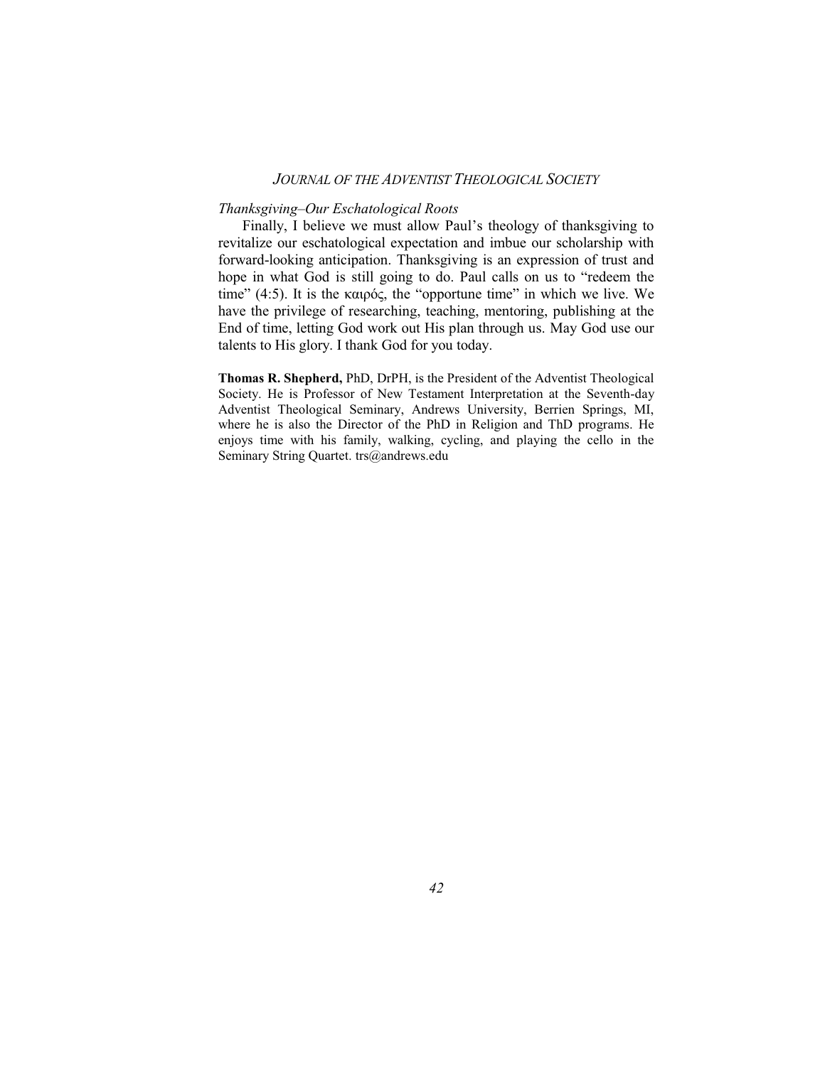### *Thanksgiving–Our Eschatological Roots*

Finally, I believe we must allow Paul's theology of thanksgiving to revitalize our eschatological expectation and imbue our scholarship with forward-looking anticipation. Thanksgiving is an expression of trust and hope in what God is still going to do. Paul calls on us to "redeem the time" (4:5). It is the καιρός, the "opportune time" in which we live. We have the privilege of researching, teaching, mentoring, publishing at the End of time, letting God work out His plan through us. May God use our talents to His glory. I thank God for you today.

**Thomas R. Shepherd,** PhD, DrPH, is the President of the Adventist Theological Society. He is Professor of New Testament Interpretation at the Seventh-day Adventist Theological Seminary, Andrews University, Berrien Springs, MI, where he is also the Director of the PhD in Religion and ThD programs. He enjoys time with his family, walking, cycling, and playing the cello in the Seminary String Quartet. trs@andrews.edu